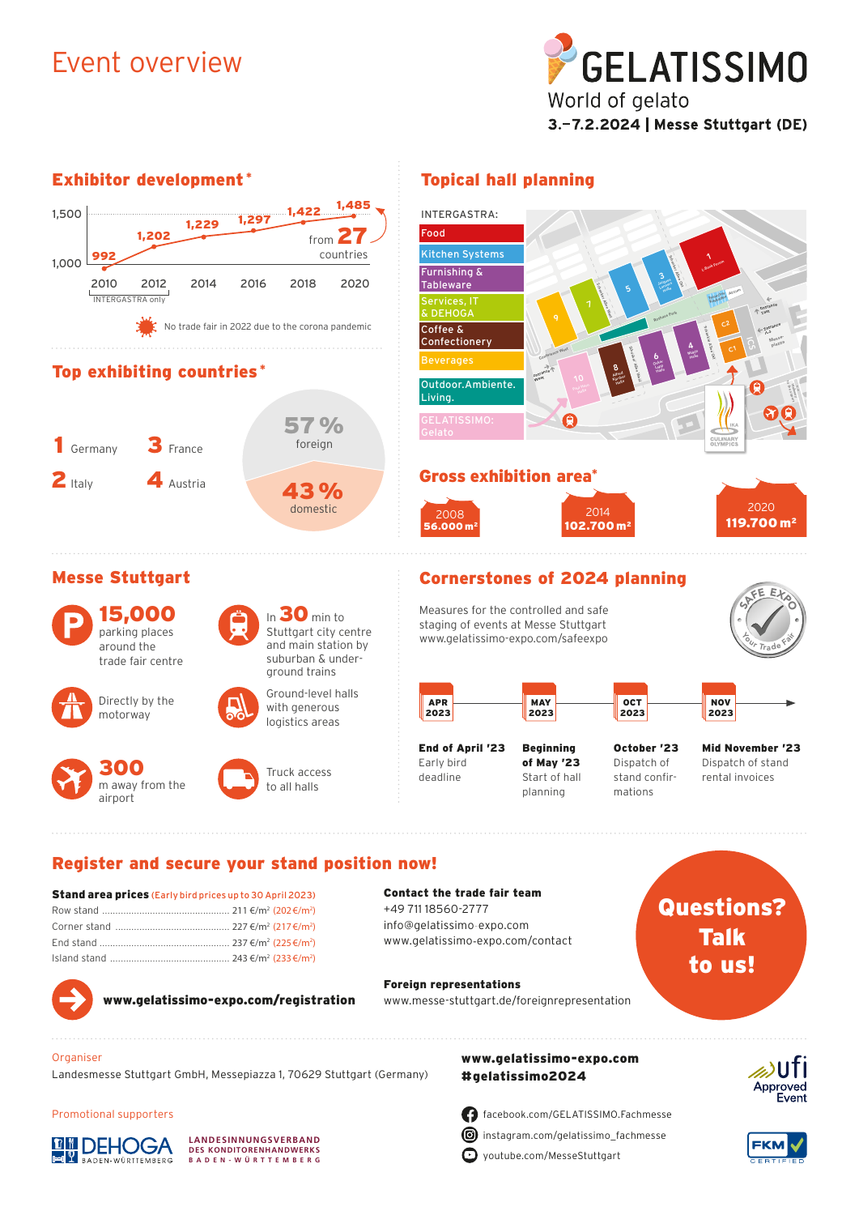# Event overview

**GELATISSIMO**
World of gelato
**3.–7.2.2024 | Messe Stuttgart (DE)**

## Exhibitor development*

| 2010 | 2012 | 2014 | 2016 | 2018 | 2020 |
|---|---|---|---|---|---|
| 992 | 1,202 | 1,229 | 1,297 | 1,422 | 1,485 |

INTERGASTRA only (2010)

from **27** countries

No trade fair in 2022 due to the corona pandemic

## Top exhibiting countries*

1. Germany
2. Italy
3. France
4. Austria

**57 %** foreign
**43 %** domestic

## Topical hall planning

INTERGASTRA:
- Food
- Kitchen Systems
- Furnishing & Tableware
- Services, IT & DEHOGA
- Coffee & Confectionery
- Beverages
- Outdoor.Ambiente.Living.
- GELATISSIMO: Gelato

## Gross exhibition area*

- 2008: **56.000 m²**
- 2014: **102.700 m²**
- 2020: **119.700 m²**

## Messe Stuttgart

- **15,000** parking places around the trade fair centre
- In **30** min to Stuttgart city centre and main station by suburban & underground trains
- Directly by the motorway
- Ground-level halls with generous logistics areas
- **300** m away from the airport
- Truck access to all halls

## Cornerstones of 2024 planning

Measures for the controlled and safe staging of events at Messe Stuttgart
www.gelatissimo-expo.com/safeexpo

SAFE EXPO – Your Trade Fair

- **APR 2023** – **End of April '23** Early bird deadline
- **MAY 2023** – **Beginning of May '23** Start of hall planning
- **OCT 2023** – **October '23** Dispatch of stand confirmations
- **NOV 2023** – **Mid November '23** Dispatch of stand rental invoices

## Register and secure your stand position now!

**Stand area prices** (Early bird prices up to 30 April 2023)

| Stand | Price | Early bird |
|---|---|---|
| Row stand | 211 €/m² | (202 €/m²) |
| Corner stand | 227 €/m² | (217 €/m²) |
| End stand | 237 €/m² | (225 €/m²) |
| Island stand | 243 €/m² | (233 €/m²) |

**www.gelatissimo-expo.com/registration**

**Contact the trade fair team**
+49 711 18560-2777
info@gelatissimo-expo.com
www.gelatissimo-expo.com/contact

**Foreign representations**
www.messe-stuttgart.de/foreignrepresentation

**Questions? Talk to us!**

Organiser
Landesmesse Stuttgart GmbH, Messepiazza 1, 70629 Stuttgart (Germany)

**www.gelatissimo-expo.com**
**#gelatissimo2024**

facebook.com/GELATISSIMO.Fachmesse
instagram.com/gelatissimo_fachmesse
youtube.com/MesseStuttgart

Promotional supporters
DEHOGA Baden-Württemberg
Landesinnungsverband des Konditorenhandwerks Baden-Württemberg

ufi Approved Event
FKM Certified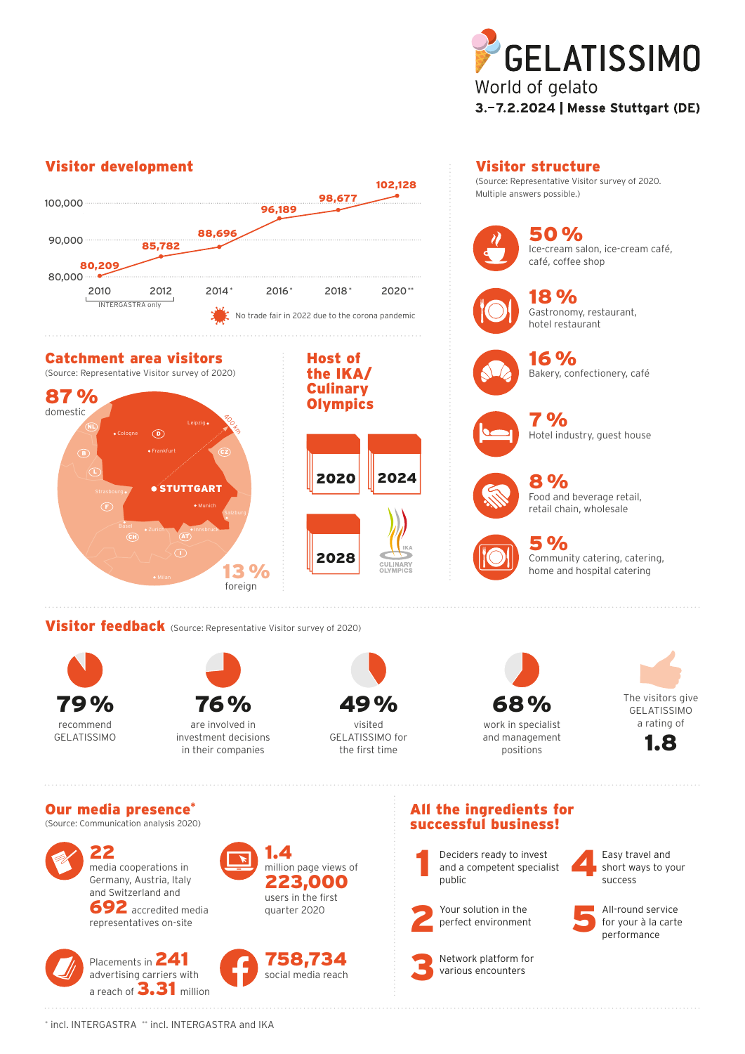# GELATISSIMO

World of gelato

**3.–7.2.2024 | Messe Stuttgart (DE)**

## Visitor development

100,000
90,000
80,000

80,209
85,782
88,696
96,189
98,677
102,128

2010
2012
2014*
2016*
2018*
2020**

INTERGASTRA only

No trade fair in 2022 due to the corona pandemic

## Catchment area visitors

(Source: Representative Visitor survey of 2020)

**87 %** domestic

NL, B, L, F, CH, AT, I, CZ, D

Cologne, Leipzig, Frankfurt, STUTTGART, Strasbourg, Munich, Salzburg, Basel, Zurich, Innsbruck, Milan

400 km

**13 %** foreign

## Host of the IKA/ Culinary Olympics

2020
2024
2028

IKA CULINARY OLYMPICS

## Visitor structure

(Source: Representative Visitor survey of 2020. Multiple answers possible.)

**50 %** Ice-cream salon, ice-cream café, café, coffee shop

**18 %** Gastronomy, restaurant, hotel restaurant

**16 %** Bakery, confectionery, café

**7 %** Hotel industry, guest house

**8 %** Food and beverage retail, retail chain, wholesale

**5 %** Community catering, catering, home and hospital catering

## Visitor feedback

(Source: Representative Visitor survey of 2020)

**79 %** recommend GELATISSIMO

**76 %** are involved in investment decisions in their companies

**49 %** visited GELATISSIMO for the first time

**68 %** work in specialist and management positions

The visitors give GELATISSIMO a rating of **1.8**

## Our media presence*

(Source: Communication analysis 2020)

**22** media cooperations in Germany, Austria, Italy and Switzerland and **692** accredited media representatives on-site

**1.4** million page views of **223,000** users in the first quarter 2020

Placements in **241** advertising carriers with a reach of **3.31** million

**758,734** social media reach

## All the ingredients for successful business!

1. Deciders ready to invest and a competent specialist public
2. Your solution in the perfect environment
3. Network platform for various encounters
4. Easy travel and short ways to your success
5. All-round service for your à la carte performance

* incl. INTERGASTRA ** incl. INTERGASTRA and IKA